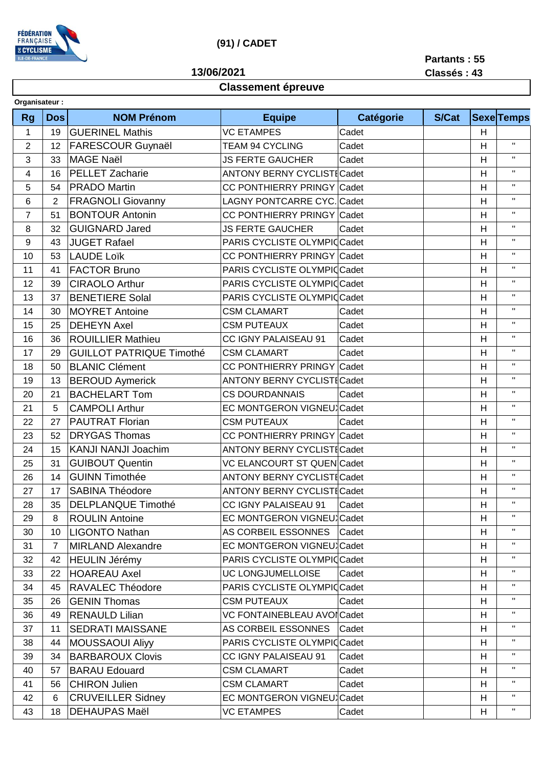# (91) / CADET

**13/06/2021**

**Partants : 55**
**Classés : 43**

## Classement épreuve

**Organisateur :**

| Rg | Dos | NOM Prénom | Equipe | Catégorie | S/Cat | Sexe | Temps |
|---|---|---|---|---|---|---|---|
| 1 | 19 | GUERINEL Mathis | VC ETAMPES | Cadet | | H | |
| 2 | 12 | FARESCOUR Guynaël | TEAM 94 CYCLING | Cadet | | H | " |
| 3 | 33 | MAGE Naël | JS FERTE GAUCHER | Cadet | | H | " |
| 4 | 16 | PELLET Zacharie | ANTONY BERNY CYCLISTE | Cadet | | H | " |
| 5 | 54 | PRADO Martin | CC PONTHIERRY PRINGY | Cadet | | H | " |
| 6 | 2 | FRAGNOLI Giovanny | LAGNY PONTCARRE CYC. | Cadet | | H | " |
| 7 | 51 | BONTOUR Antonin | CC PONTHIERRY PRINGY | Cadet | | H | " |
| 8 | 32 | GUIGNARD Jared | JS FERTE GAUCHER | Cadet | | H | " |
| 9 | 43 | JUGET Rafael | PARIS CYCLISTE OLYMPIC | Cadet | | H | " |
| 10 | 53 | LAUDE Loïk | CC PONTHIERRY PRINGY | Cadet | | H | " |
| 11 | 41 | FACTOR Bruno | PARIS CYCLISTE OLYMPIC | Cadet | | H | " |
| 12 | 39 | CIRAOLO Arthur | PARIS CYCLISTE OLYMPIC | Cadet | | H | " |
| 13 | 37 | BENETIERE Solal | PARIS CYCLISTE OLYMPIC | Cadet | | H | " |
| 14 | 30 | MOYRET Antoine | CSM CLAMART | Cadet | | H | " |
| 15 | 25 | DEHEYN Axel | CSM PUTEAUX | Cadet | | H | " |
| 16 | 36 | ROUILLIER Mathieu | CC IGNY PALAISEAU 91 | Cadet | | H | " |
| 17 | 29 | GUILLOT PATRIQUE Timothé | CSM CLAMART | Cadet | | H | " |
| 18 | 50 | BLANIC Clément | CC PONTHIERRY PRINGY | Cadet | | H | " |
| 19 | 13 | BEROUD Aymerick | ANTONY BERNY CYCLISTE | Cadet | | H | " |
| 20 | 21 | BACHELART Tom | CS DOURDANNAIS | Cadet | | H | " |
| 21 | 5 | CAMPOLI Arthur | EC MONTGERON VIGNEUX | Cadet | | H | " |
| 22 | 27 | PAUTRAT Florian | CSM PUTEAUX | Cadet | | H | " |
| 23 | 52 | DRYGAS Thomas | CC PONTHIERRY PRINGY | Cadet | | H | " |
| 24 | 15 | KANJI NANJI Joachim | ANTONY BERNY CYCLISTE | Cadet | | H | " |
| 25 | 31 | GUIBOUT Quentin | VC ELANCOURT ST QUEN | Cadet | | H | " |
| 26 | 14 | GUINN Timothée | ANTONY BERNY CYCLISTE | Cadet | | H | " |
| 27 | 17 | SABINA Théodore | ANTONY BERNY CYCLISTE | Cadet | | H | " |
| 28 | 35 | DELPLANQUE Timothé | CC IGNY PALAISEAU 91 | Cadet | | H | " |
| 29 | 8 | ROULIN Antoine | EC MONTGERON VIGNEUX | Cadet | | H | " |
| 30 | 10 | LIGONTO Nathan | AS CORBEIL ESSONNES | Cadet | | H | " |
| 31 | 7 | MIRLAND Alexandre | EC MONTGERON VIGNEUX | Cadet | | H | " |
| 32 | 42 | HEULIN Jérémy | PARIS CYCLISTE OLYMPIC | Cadet | | H | " |
| 33 | 22 | HOAREAU Axel | UC LONGJUMELLOISE | Cadet | | H | " |
| 34 | 45 | RAVALEC Théodore | PARIS CYCLISTE OLYMPIC | Cadet | | H | " |
| 35 | 26 | GENIN Thomas | CSM PUTEAUX | Cadet | | H | " |
| 36 | 49 | RENAULD Lilian | VC FONTAINEBLEAU AVON | Cadet | | H | " |
| 37 | 11 | SEDRATI MAISSANE | AS CORBEIL ESSONNES | Cadet | | H | " |
| 38 | 44 | MOUSSAOUI Aliyy | PARIS CYCLISTE OLYMPIC | Cadet | | H | " |
| 39 | 34 | BARBAROUX Clovis | CC IGNY PALAISEAU 91 | Cadet | | H | " |
| 40 | 57 | BARAU Edouard | CSM CLAMART | Cadet | | H | " |
| 41 | 56 | CHIRON Julien | CSM CLAMART | Cadet | | H | " |
| 42 | 6 | CRUVEILLER Sidney | EC MONTGERON VIGNEUX | Cadet | | H | " |
| 43 | 18 | DEHAUPAS Maël | VC ETAMPES | Cadet | | H | " |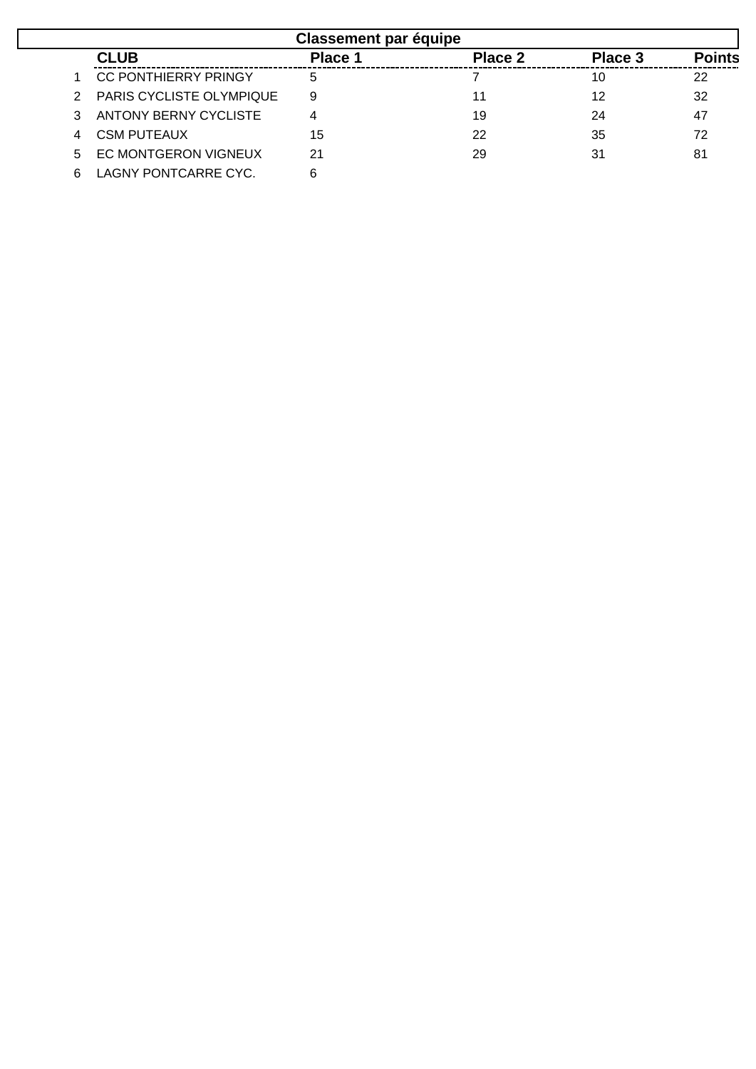## Classement par équipe

| | CLUB | Place 1 | Place 2 | Place 3 | Points |
|---|---|---|---|---|---|
| 1 | CC PONTHIERRY PRINGY | 5 | 7 | 10 | 22 |
| 2 | PARIS CYCLISTE OLYMPIQUE | 9 | 11 | 12 | 32 |
| 3 | ANTONY BERNY CYCLISTE | 4 | 19 | 24 | 47 |
| 4 | CSM PUTEAUX | 15 | 22 | 35 | 72 |
| 5 | EC MONTGERON VIGNEUX | 21 | 29 | 31 | 81 |
| 6 | LAGNY PONTCARRE CYC. | 6 | | | |